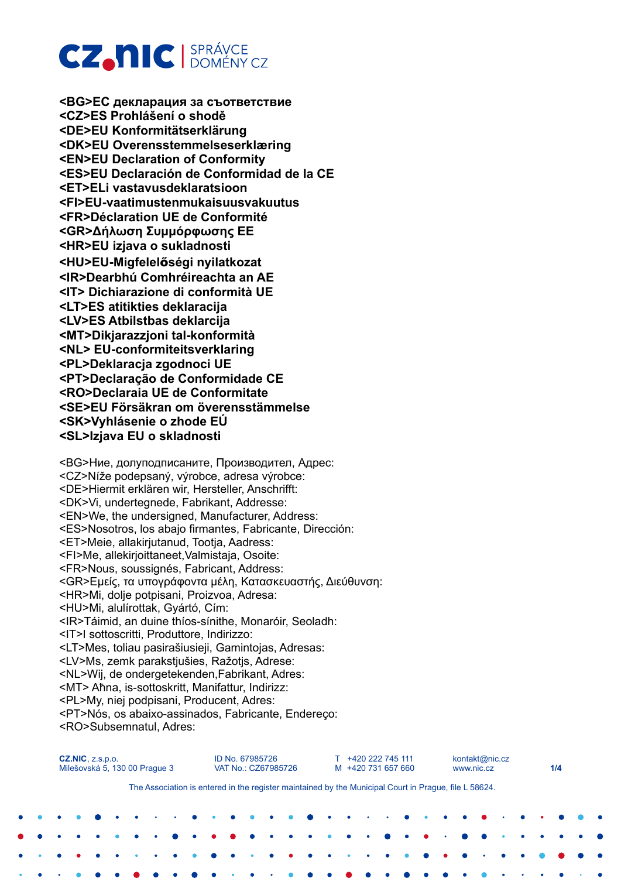**CZ.NIC | SPRÁVCE DOMÉNY CZ**

**<BG>ЕС декларация за съответствие**
**<CZ>ES Prohlášení o shodě**
**<DE>EU Konformitätserklärung**
**<DK>EU Overensstemmelseserklæring**
**<EN>EU Declaration of Conformity**
**<ES>EU Declaración de Conformidad de la CE**
**<ET>ELi vastavusdeklaratsioon**
**<FI>EU-vaatimustenmukaisuusvakuutus**
**<FR>Déclaration UE de Conformité**
**<GR>Δήλωση Συμμόρφωσης ΕΕ**
**<HR>EU izjava o sukladnosti**
**<HU>EU-Migfelelőségi nyilatkozat**
**<IR>Dearbhú Comhréireachta an AE**
**<IT> Dichiarazione di conformità UE**
**<LT>ES atitikties deklaracija**
**<LV>ES Atbilstbas deklarcija**
**<MT>Dikjarazzjoni tal-konformità**
**<NL> EU-conformiteitsverklaring**
**<PL>Deklaracja zgodnoci UE**
**<PT>Declaração de Conformidade CE**
**<RO>Declaraia UE de Conformitate**
**<SE>EU Försäkran om överensstämmelse**
**<SK>Vyhlásenie o zhode EÚ**
**<SL>Izjava EU o skladnosti**

<BG>Ние, долуподписаните, Производител, Адрес:
<CZ>Níže podepsaný, výrobce, adresa výrobce:
<DE>Hiermit erklären wir, Hersteller, Anschrifft:
<DK>Vi, undertegnede, Fabrikant, Addresse:
<EN>We, the undersigned, Manufacturer, Address:
<ES>Nosotros, los abajo firmantes, Fabricante, Dirección:
<ET>Meie, allakirjutanud, Tootja, Aadress:
<FI>Me, allekirjoittaneet,Valmistaja, Osoite:
<FR>Nous, soussignés, Fabricant, Address:
<GR>Εμείς, τα υπογράφοντα μέλη, Κατασκευαστής, Διεύθυνση:
<HR>Mi, dolje potpisani, Proizvoa, Adresa:
<HU>Mi, alulírottak, Gyártó, Cím:
<IR>Táimid, an duine thíos-sínithe, Monaróir, Seoladh:
<IT>I sottoscritti, Produttore, Indirizzo:
<LT>Mes, toliau pasirašiusieji, Gamintojas, Adresas:
<LV>Ms, zemk parakstjušies, Ražotjs, Adrese:
<NL>Wij, de ondergetekenden,Fabrikant, Adres:
<MT> Aħna, is-sottoskritt, Manifattur, Indirizz:
<PL>My, niej podpisani, Producent, Adres:
<PT>Nós, os abaixo-assinados, Fabricante, Endereço:
<RO>Subsemnatul, Adres:

**CZ.NIC**, z.s.p.o.
Milešovská 5, 130 00 Prague 3

ID No. 67985726
VAT No.: CZ67985726

T +420 222 745 111
M +420 731 657 660

kontakt@nic.cz
www.nic.cz

The Association is entered in the register maintained by the Municipal Court in Prague, file L 58624.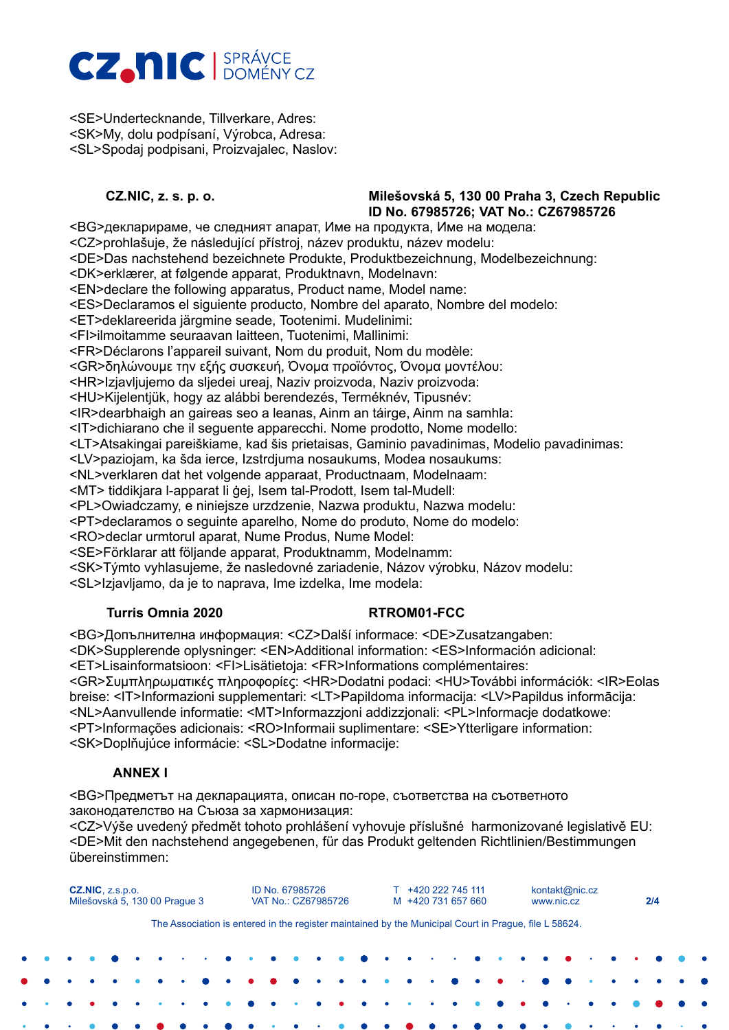<SE>Undertecknande, Tillverkare, Adres:
<SK>My, dolu podpísaní, Výrobca, Adresa:
<SL>Spodaj podpisani, Proizvajalec, Naslov:

| **CZ.NIC, z. s. p. o.** | **Milešovská 5, 130 00 Praha 3, Czech Republic** **ID No. 67985726; VAT No.: CZ67985726** |
|---|---|

<BG>декларираме, че следният апарат, Име на продукта, Име на модела:
<CZ>prohlašuje, že následující přístroj, název produktu, název modelu:
<DE>Das nachstehend bezeichnete Produkte, Produktbezeichnung, Modelbezeichnung:
<DK>erklærer, at følgende apparat, Produktnavn, Modelnavn:
<EN>declare the following apparatus, Product name, Model name:
<ES>Declaramos el siguiente producto, Nombre del aparato, Nombre del modelo:
<ET>deklareerida järgmine seade, Tootenimi. Mudelinimi:
<FI>ilmoitamme seuraavan laitteen, Tuotenimi, Mallinimi:
<FR>Déclarons l'appareil suivant, Nom du produit, Nom du modèle:
<GR>δηλώνουμε την εξής συσκευή, Όνομα προϊόντος, Όνομα μοντέλου:
<HR>Izjavljujemo da sljedei ureaj, Naziv proizvoda, Naziv proizvoda:
<HU>Kijelentjük, hogy az alábbi berendezés, Terméknév, Típusnév:
<IR>dearbhaigh an gaireas seo a leanas, Ainm an táirge, Ainm na samhla:
<IT>dichiarano che il seguente apparecchi. Nome prodotto, Nome modello:
<LT>Atsakingai pareiškiame, kad šis prietaisas, Gaminio pavadinimas, Modelio pavadinimas:
<LV>paziojam, ka šda ierce, Izstrdjuma nosaukums, Modea nosaukums:
<NL>verklaren dat het volgende apparaat, Productnaam, Modelnaam:
<MT> tiddikjara l-apparat li ġej, Isem tal-Prodott, Isem tal-Mudell:
<PL>Owiadczamy, e niniejsze urzdzenie, Nazwa produktu, Nazwa modelu:
<PT>declaramos o seguinte aparelho, Nome do produto, Nome do modelo:
<RO>declar urmtorul aparat, Nume Produs, Nume Model:
<SE>Förklarar att följande apparat, Produktnamm, Modelnamm:
<SK>Týmto vyhlasujeme, že nasledovné zariadenie, Názov výrobku, Názov modelu:
<SL>Izjavljamo, da je to naprava, Ime izdelka, Ime modela:

| **Turris Omnia 2020** | **RTROM01-FCC** |
|---|---|

<BG>Допълнителна информация: <CZ>Další informace: <DE>Zusatzangaben:
<DK>Supplerende oplysninger: <EN>Additional information: <ES>Información adicional:
<ET>Lisainformatsioon: <FI>Lisätietoja: <FR>Informations complémentaires:
<GR>Συμπληρωματικές πληροφορίες: <HR>Dodatni podaci: <HU>További információk: <IR>Eolas breise: <IT>Informazioni supplementari: <LT>Papildoma informacija: <LV>Papildus informācija:
<NL>Aanvullende informatie: <MT>Informazzjoni addizzjonali: <PL>Informacje dodatkowe:
<PT>Informações adicionais: <RO>Informaii suplimentare: <SE>Ytterligare information:
<SK>Doplňujúce informácie: <SL>Dodatne informacije:

**ANNEX I**

<BG>Предметът на декларацията, описан по-горе, съответства на съответното законодателство на Съюза за хармонизация:
<CZ>Výše uvedený předmět tohoto prohlášení vyhovuje příslušné harmonizované legislativě EU:
<DE>Mit den nachstehend angegebenen, für das Produkt geltenden Richtlinien/Bestimmungen übereinstimmen: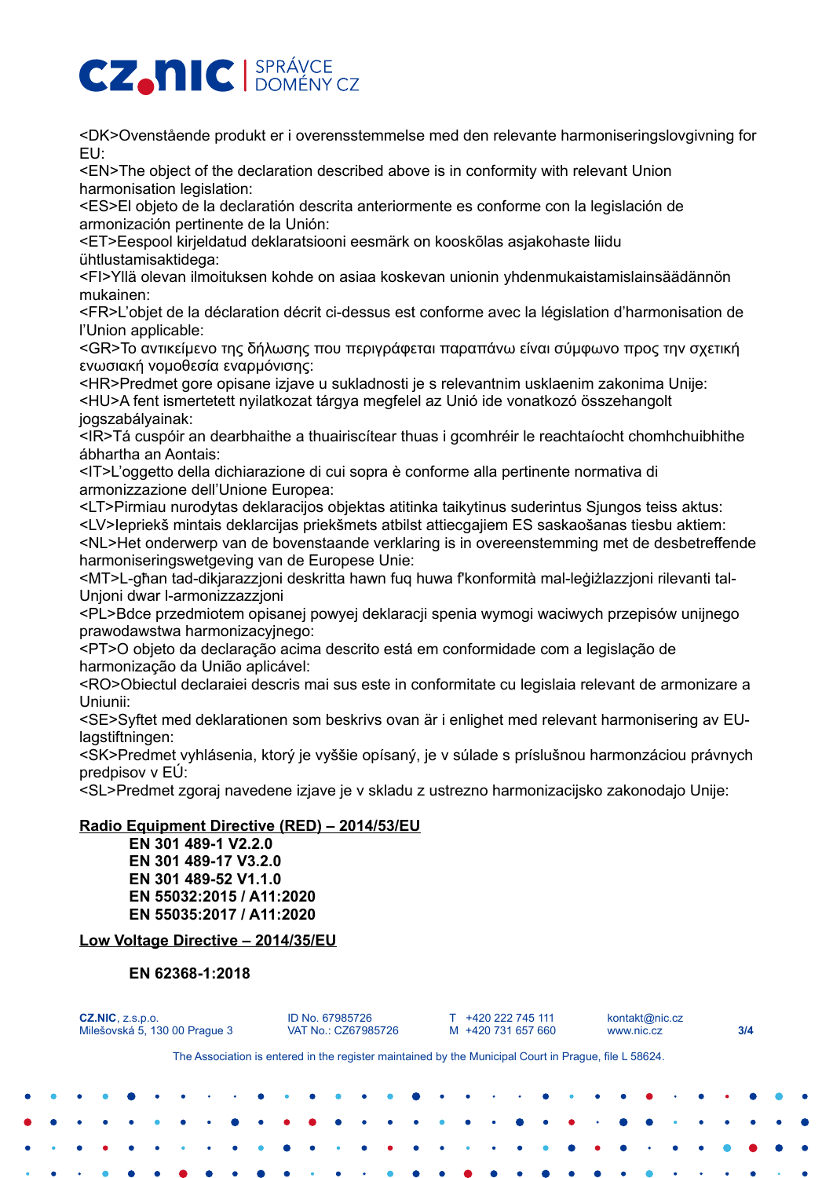<DK>Ovenstående produkt er i overensstemmelse med den relevante harmoniseringslovgivning for EU:
<EN>The object of the declaration described above is in conformity with relevant Union harmonisation legislation:
<ES>El objeto de la declaratión descrita anteriormente es conforme con la legislación de armonización pertinente de la Unión:
<ET>Eespool kirjeldatud deklaratsiooni eesmärk on kooskõlas asjakohaste liidu ühtlustamisaktidega:
<FI>Yllä olevan ilmoituksen kohde on asiaa koskevan unionin yhdenmukaistamislainsäädännön mukainen:
<FR>L'objet de la déclaration décrit ci-dessus est conforme avec la législation d'harmonisation de l'Union applicable:
<GR>Το αντικείμενο της δήλωσης που περιγράφεται παραπάνω είναι σύμφωνο προς την σχετική ενωσιακή νομοθεσία εναρμόνισης:
<HR>Predmet gore opisane izjave u sukladnosti je s relevantnim usklaenim zakonima Unije:
<HU>A fent ismertetett nyilatkozat tárgya megfelel az Unió ide vonatkozó összehangolt jogszabályainak:
<IR>Tá cuspóir an dearbhaithe a thuairiscítear thuas i gcomhréir le reachtaíocht chomhchuibhithe ábhartha an Aontais:
<IT>L'oggetto della dichiarazione di cui sopra è conforme alla pertinente normativa di armonizzazione dell'Unione Europea:
<LT>Pirmiau nurodytas deklaracijos objektas atitinka taikytinus suderintus Sjungos teiss aktus:
<LV>Iepriekš mintais deklarcijas priekšmets atbilst attiecgajiem ES saskaošanas tiesbu aktiem:
<NL>Het onderwerp van de bovenstaande verklaring is in overeenstemming met de desbetreffende harmoniseringswetgeving van de Europese Unie:
<MT>L-għan tad-dikjarazzjoni deskritta hawn fuq huwa f'konformità mal-leġiżlazzjoni rilevanti tal-Unjoni dwar l-armonizzazzjoni
<PL>Bdce przedmiotem opisanej powyej deklaracji spenia wymogi waciwych przepisów unijnego prawodawstwa harmonizacyjnego:
<PT>O objeto da declaração acima descrito está em conformidade com a legislação de harmonização da União aplicável:
<RO>Obiectul declaraiei descris mai sus este in conformitate cu legislaia relevant de armonizare a Uniunii:
<SE>Syftet med deklarationen som beskrivs ovan är i enlighet med relevant harmonisering av EU-lagstiftningen:
<SK>Predmet vyhlásenia, ktorý je vyššie opísaný, je v súlade s príslušnou harmonzáciou právnych predpisov v EÚ:
<SL>Predmet zgoraj navedene izjave je v skladu z ustrezno harmonizacijsko zakonodajo Unije:

**Radio Equipment Directive (RED) – 2014/53/EU**

**EN 301 489-1 V2.2.0**
**EN 301 489-17 V3.2.0**
**EN 301 489-52 V1.1.0**
**EN 55032:2015 / A11:2020**
**EN 55035:2017 / A11:2020**

**Low Voltage Directive – 2014/35/EU**

**EN 62368-1:2018**

**CZ.NIC**, z.s.p.o.
Milešovská 5, 130 00 Prague 3

ID No. 67985726
VAT No.: CZ67985726

T +420 222 745 111
M +420 731 657 660

kontakt@nic.cz
www.nic.cz

The Association is entered in the register maintained by the Municipal Court in Prague, file L 58624.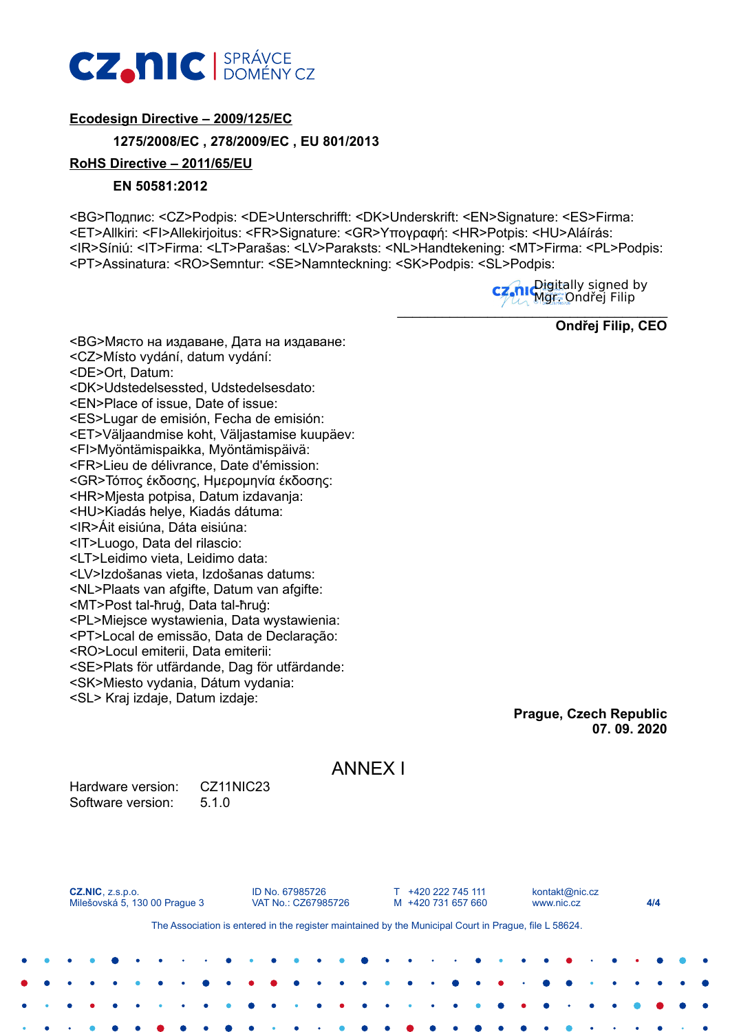**Ecodesign Directive – 2009/125/EC**

**1275/2008/EC , 278/2009/EC , EU 801/2013**

**RoHS Directive – 2011/65/EU**

**EN 50581:2012**

<BG>Подпис: <CZ>Podpis: <DE>Unterschrifft: <DK>Underskrift: <EN>Signature: <ES>Firma: <ET>Allkiri: <FI>Allekirjoitus: <FR>Signature: <GR>Υπογραφή: <HR>Potpis: <HU>Aláírás: <IR>Síniú: <IT>Firma: <LT>Parašas: <LV>Paraksts: <NL>Handtekening: <MT>Firma: <PL>Podpis: <PT>Assinatura: <RO>Semntur: <SE>Namnteckning: <SK>Podpis: <SL>Podpis:

Digitally signed by Mgr. Ondřej Filip

**Ondřej Filip, CEO**

<BG>Място на издаване, Дата на издаване:
<CZ>Místo vydání, datum vydání:
<DE>Ort, Datum:
<DK>Udstedelsessted, Udstedelsesdato:
<EN>Place of issue, Date of issue:
<ES>Lugar de emisión, Fecha de emisión:
<ET>Väljaandmise koht, Väljastamise kuupäev:
<FI>Myöntämispaikka, Myöntämispäivä:
<FR>Lieu de délivrance, Date d'émission:
<GR>Τόπος έκδοσης, Ημερομηνία έκδοσης:
<HR>Mjesta potpisa, Datum izdavanja:
<HU>Kiadás helye, Kiadás dátuma:
<IR>Áit eisiúna, Dáta eisiúna:
<IT>Luogo, Data del rilascio:
<LT>Leidimo vieta, Leidimo data:
<LV>Izdošanas vieta, Izdošanas datums:
<NL>Plaats van afgifte, Datum van afgifte:
<MT>Post tal-ħruġ, Data tal-ħruġ:
<PL>Miejsce wystawienia, Data wystawienia:
<PT>Local de emissão, Data de Declaração:
<RO>Locul emiterii, Data emiterii:
<SE>Plats för utfärdande, Dag för utfärdande:
<SK>Miesto vydania, Dátum vydania:
<SL> Kraj izdaje, Datum izdaje:

**Prague, Czech Republic**
**07. 09. 2020**

# ANNEX I

Hardware version: CZ11NIC23
Software version: 5.1.0

**CZ.NIC**, z.s.p.o.
Milešovská 5, 130 00 Prague 3

ID No. 67985726
VAT No.: CZ67985726

T +420 222 745 111
M +420 731 657 660

kontakt@nic.cz
www.nic.cz

The Association is entered in the register maintained by the Municipal Court in Prague, file L 58624.